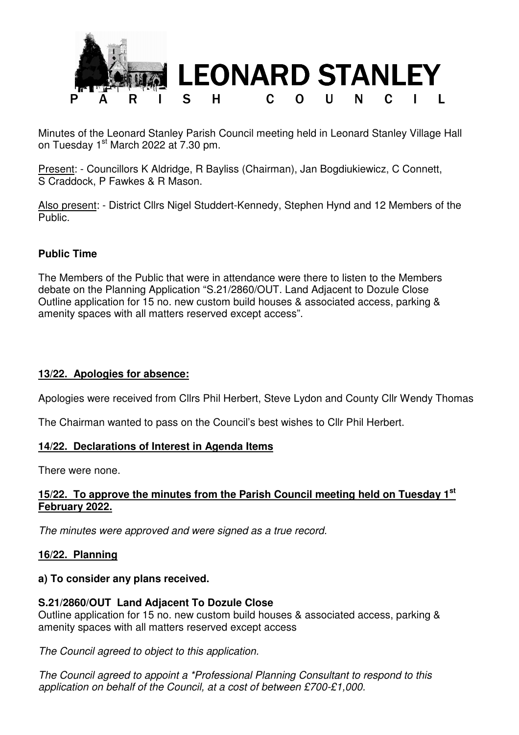# LEONARD STANLEY
## PARISH COUNCIL

Minutes of the Leonard Stanley Parish Council meeting held in Leonard Stanley Village Hall on Tuesday 1st March 2022 at 7.30 pm.

Present: - Councillors K Aldridge, R Bayliss (Chairman), Jan Bogdiukiewicz, C Connett, S Craddock, P Fawkes & R Mason.

Also present: - District Cllrs Nigel Studdert-Kennedy, Stephen Hynd and 12 Members of the Public.

**Public Time**

The Members of the Public that were in attendance were there to listen to the Members debate on the Planning Application "S.21/2860/OUT. Land Adjacent to Dozule Close Outline application for 15 no. new custom build houses & associated access, parking & amenity spaces with all matters reserved except access".

**13/22. Apologies for absence:**

Apologies were received from Cllrs Phil Herbert, Steve Lydon and County Cllr Wendy Thomas

The Chairman wanted to pass on the Council's best wishes to Cllr Phil Herbert.

**14/22. Declarations of Interest in Agenda Items**

There were none.

**15/22. To approve the minutes from the Parish Council meeting held on Tuesday 1st February 2022.**

*The minutes were approved and were signed as a true record.*

**16/22. Planning**

**a) To consider any plans received.**

**S.21/2860/OUT Land Adjacent To Dozule Close**
Outline application for 15 no. new custom build houses & associated access, parking & amenity spaces with all matters reserved except access

*The Council agreed to object to this application.*

*The Council agreed to appoint a *Professional Planning Consultant to respond to this application on behalf of the Council, at a cost of between £700-£1,000.*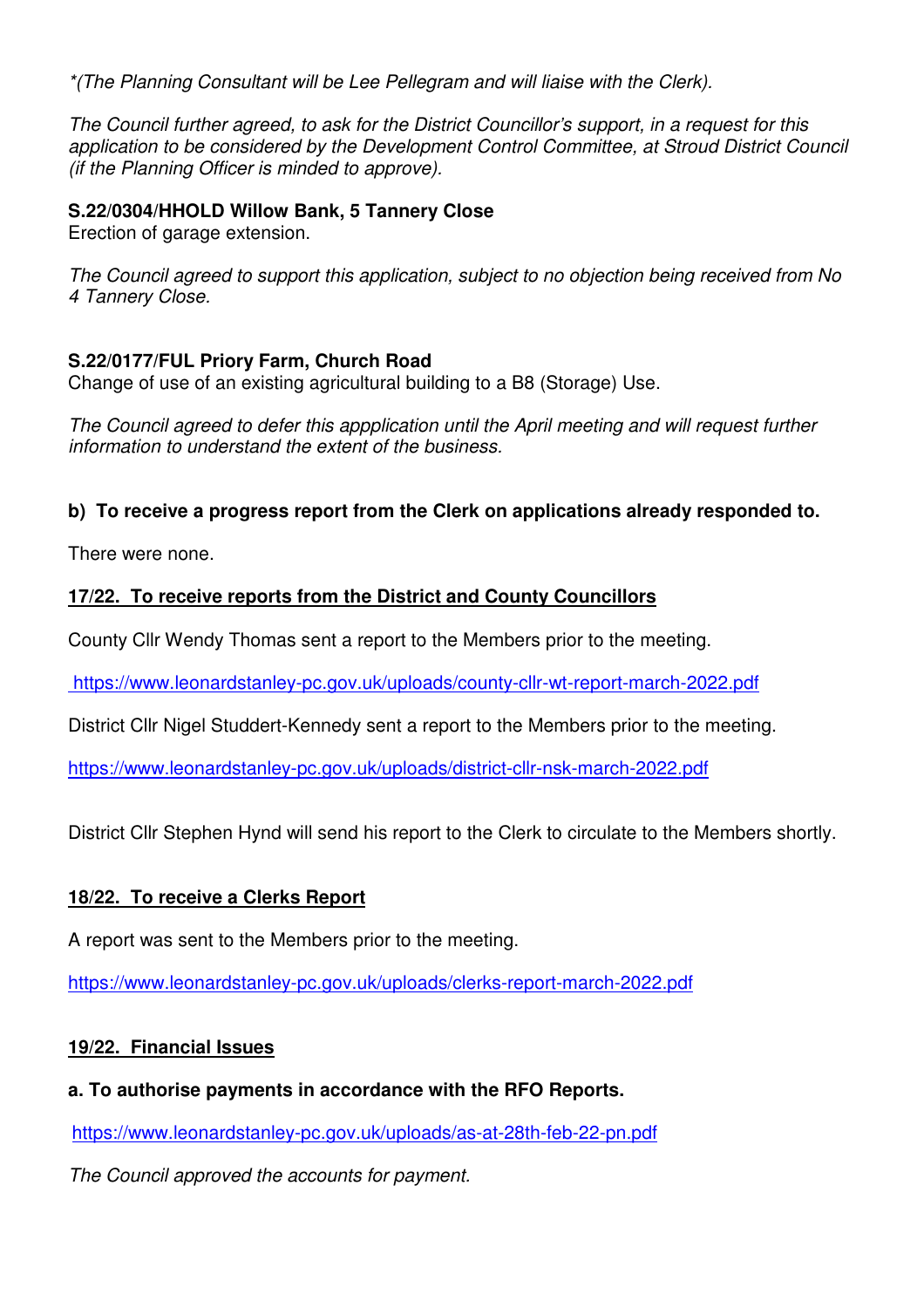*(The Planning Consultant will be Lee Pellegram and will liaise with the Clerk).*

*The Council further agreed, to ask for the District Councillor's support, in a request for this application to be considered by the Development Control Committee, at Stroud District Council (if the Planning Officer is minded to approve).*

**S.22/0304/HHOLD Willow Bank, 5 Tannery Close**
Erection of garage extension.

*The Council agreed to support this application, subject to no objection being received from No 4 Tannery Close.*

**S.22/0177/FUL Priory Farm, Church Road**
Change of use of an existing agricultural building to a B8 (Storage) Use.

*The Council agreed to defer this appplication until the April meeting and will request further information to understand the extent of the business.*

**b) To receive a progress report from the Clerk on applications already responded to.**

There were none.

**17/22. To receive reports from the District and County Councillors**

County Cllr Wendy Thomas sent a report to the Members prior to the meeting.

https://www.leonardstanley-pc.gov.uk/uploads/county-cllr-wt-report-march-2022.pdf

District Cllr Nigel Studdert-Kennedy sent a report to the Members prior to the meeting.

https://www.leonardstanley-pc.gov.uk/uploads/district-cllr-nsk-march-2022.pdf

District Cllr Stephen Hynd will send his report to the Clerk to circulate to the Members shortly.

**18/22. To receive a Clerks Report**

A report was sent to the Members prior to the meeting.

https://www.leonardstanley-pc.gov.uk/uploads/clerks-report-march-2022.pdf

**19/22. Financial Issues**

**a. To authorise payments in accordance with the RFO Reports.**

https://www.leonardstanley-pc.gov.uk/uploads/as-at-28th-feb-22-pn.pdf

*The Council approved the accounts for payment.*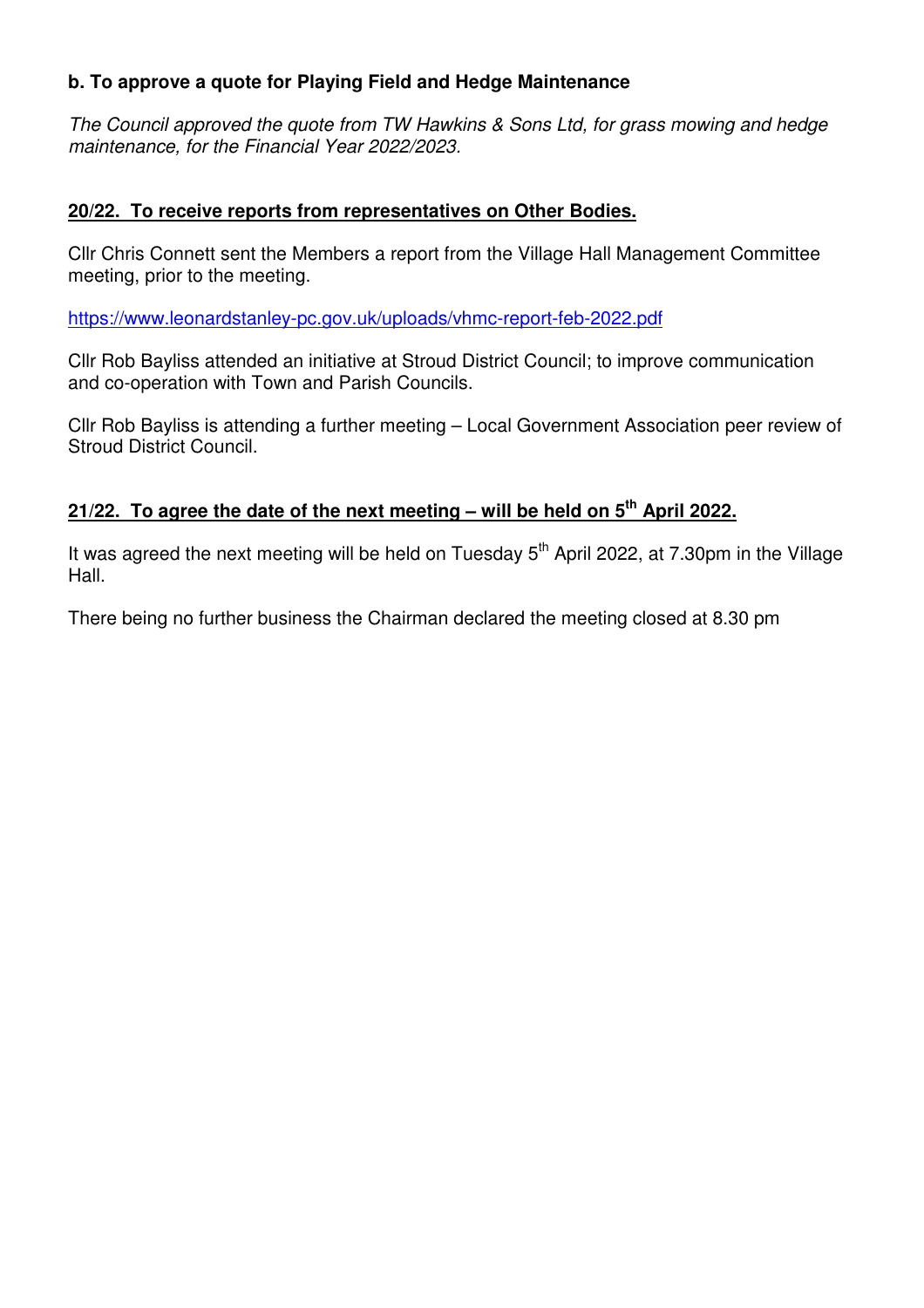**b. To approve a quote for Playing Field and Hedge Maintenance**

*The Council approved the quote from TW Hawkins & Sons Ltd, for grass mowing and hedge maintenance, for the Financial Year 2022/2023.*

## 20/22. To receive reports from representatives on Other Bodies.

Cllr Chris Connett sent the Members a report from the Village Hall Management Committee meeting, prior to the meeting.

https://www.leonardstanley-pc.gov.uk/uploads/vhmc-report-feb-2022.pdf

Cllr Rob Bayliss attended an initiative at Stroud District Council; to improve communication and co-operation with Town and Parish Councils.

Cllr Rob Bayliss is attending a further meeting – Local Government Association peer review of Stroud District Council.

## 21/22. To agree the date of the next meeting – will be held on 5th April 2022.

It was agreed the next meeting will be held on Tuesday 5th April 2022, at 7.30pm in the Village Hall.

There being no further business the Chairman declared the meeting closed at 8.30 pm